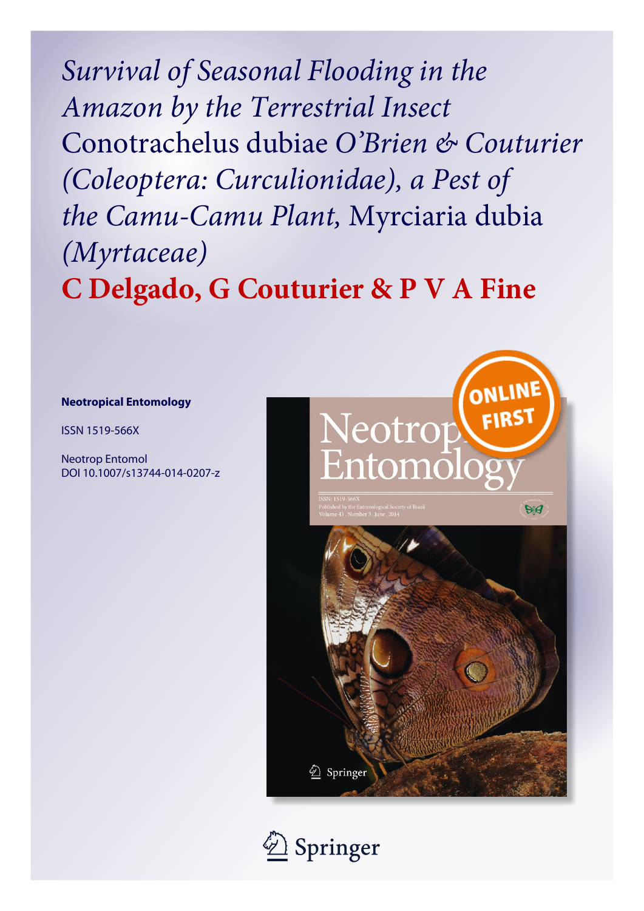# *Survival of Seasonal Flooding in the Amazon by the Terrestrial Insect* Conotrachelus dubiae *O'Brien & Couturier (Coleoptera: Curculionidae), a Pest of the Camu-Camu Plant,* Myrciaria dubia *(Myrtaceae)*

**C Delgado, G Couturier & P V A Fine**

**Neotropical Entomology**

ISSN 1519-566X

Neotrop Entomol
DOI 10.1007/s13744-014-0207-z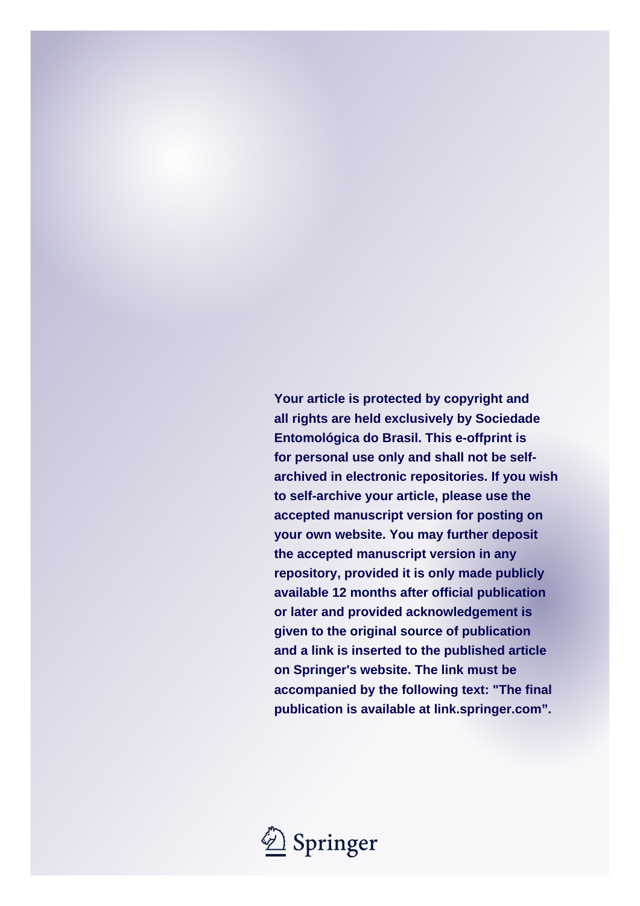**Your article is protected by copyright and all rights are held exclusively by Sociedade Entomológica do Brasil. This e-offprint is for personal use only and shall not be self-archived in electronic repositories. If you wish to self-archive your article, please use the accepted manuscript version for posting on your own website. You may further deposit the accepted manuscript version in any repository, provided it is only made publicly available 12 months after official publication or later and provided acknowledgement is given to the original source of publication and a link is inserted to the published article on Springer's website. The link must be accompanied by the following text: "The final publication is available at link.springer.com".**

Springer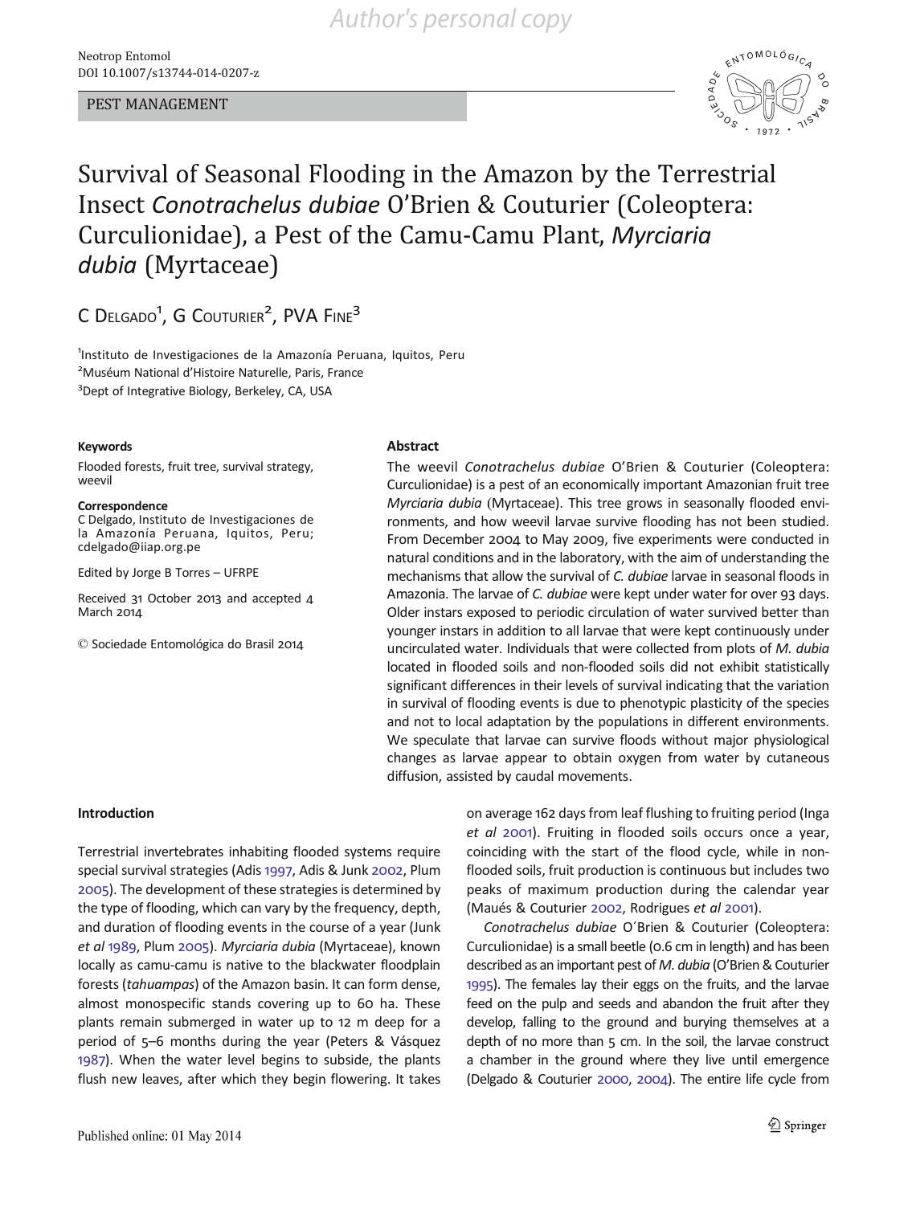PEST MANAGEMENT

# Survival of Seasonal Flooding in the Amazon by the Terrestrial Insect *Conotrachelus dubiae* O'Brien & Couturier (Coleoptera: Curculionidae), a Pest of the Camu-Camu Plant, *Myrciaria dubia* (Myrtaceae)

C Delgado[1], G Couturier[2], PVA Fine[3]

[1]Instituto de Investigaciones de la Amazonía Peruana, Iquitos, Peru
[2]Muséum National d'Histoire Naturelle, Paris, France
[3]Dept of Integrative Biology, Berkeley, CA, USA

**Keywords**

Flooded forests, fruit tree, survival strategy, weevil

**Correspondence**

C Delgado, Instituto de Investigaciones de la Amazonía Peruana, Iquitos, Peru; cdelgado@iiap.org.pe

Edited by Jorge B Torres – UFRPE

Received 31 October 2013 and accepted 4 March 2014

© Sociedade Entomológica do Brasil 2014

**Abstract**

The weevil *Conotrachelus dubiae* O'Brien & Couturier (Coleoptera: Curculionidae) is a pest of an economically important Amazonian fruit tree *Myrciaria dubia* (Myrtaceae). This tree grows in seasonally flooded environments, and how weevil larvae survive flooding has not been studied. From December 2004 to May 2009, five experiments were conducted in natural conditions and in the laboratory, with the aim of understanding the mechanisms that allow the survival of *C. dubiae* larvae in seasonal floods in Amazonia. The larvae of *C. dubiae* were kept under water for over 93 days. Older instars exposed to periodic circulation of water survived better than younger instars in addition to all larvae that were kept continuously under uncirculated water. Individuals that were collected from plots of *M. dubia* located in flooded soils and non-flooded soils did not exhibit statistically significant differences in their levels of survival indicating that the variation in survival of flooding events is due to phenotypic plasticity of the species and not to local adaptation by the populations in different environments. We speculate that larvae can survive floods without major physiological changes as larvae appear to obtain oxygen from water by cutaneous diffusion, assisted by caudal movements.

## Introduction

Terrestrial invertebrates inhabiting flooded systems require special survival strategies (Adis 1997, Adis & Junk 2002, Plum 2005). The development of these strategies is determined by the type of flooding, which can vary by the frequency, depth, and duration of flooding events in the course of a year (Junk *et al* 1989, Plum 2005). *Myrciaria dubia* (Myrtaceae), known locally as camu-camu is native to the blackwater floodplain forests (*tahuampas*) of the Amazon basin. It can form dense, almost monospecific stands covering up to 60 ha. These plants remain submerged in water up to 12 m deep for a period of 5–6 months during the year (Peters & Vásquez 1987). When the water level begins to subside, the plants flush new leaves, after which they begin flowering. It takes on average 162 days from leaf flushing to fruiting period (Inga *et al* 2001). Fruiting in flooded soils occurs once a year, coinciding with the start of the flood cycle, while in non-flooded soils, fruit production is continuous but includes two peaks of maximum production during the calendar year (Maués & Couturier 2002, Rodrigues *et al* 2001).

*Conotrachelus dubiae* O´Brien & Couturier (Coleoptera: Curculionidae) is a small beetle (0.6 cm in length) and has been described as an important pest of *M. dubia* (O'Brien & Couturier 1995). The females lay their eggs on the fruits, and the larvae feed on the pulp and seeds and abandon the fruit after they develop, falling to the ground and burying themselves at a depth of no more than 5 cm. In the soil, the larvae construct a chamber in the ground where they live until emergence (Delgado & Couturier 2000, 2004). The entire life cycle from

Published online: 01 May 2014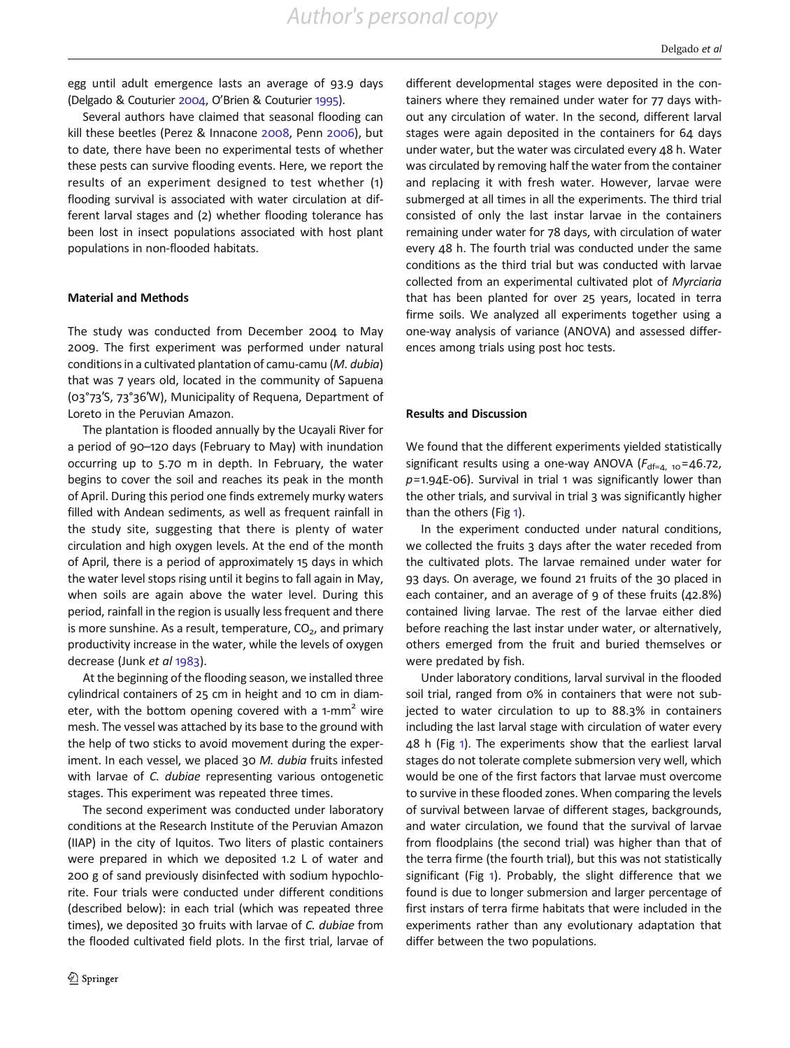egg until adult emergence lasts an average of 93.9 days (Delgado & Couturier 2004, O'Brien & Couturier 1995).

Several authors have claimed that seasonal flooding can kill these beetles (Perez & Innacone 2008, Penn 2006), but to date, there have been no experimental tests of whether these pests can survive flooding events. Here, we report the results of an experiment designed to test whether (1) flooding survival is associated with water circulation at different larval stages and (2) whether flooding tolerance has been lost in insect populations associated with host plant populations in non-flooded habitats.

## Material and Methods

The study was conducted from December 2004 to May 2009. The first experiment was performed under natural conditions in a cultivated plantation of camu-camu (*M. dubia*) that was 7 years old, located in the community of Sapuena (03°73′S, 73°36′W), Municipality of Requena, Department of Loreto in the Peruvian Amazon.

The plantation is flooded annually by the Ucayali River for a period of 90–120 days (February to May) with inundation occurring up to 5.70 m in depth. In February, the water begins to cover the soil and reaches its peak in the month of April. During this period one finds extremely murky waters filled with Andean sediments, as well as frequent rainfall in the study site, suggesting that there is plenty of water circulation and high oxygen levels. At the end of the month of April, there is a period of approximately 15 days in which the water level stops rising until it begins to fall again in May, when soils are again above the water level. During this period, rainfall in the region is usually less frequent and there is more sunshine. As a result, temperature, $CO_2$, and primary productivity increase in the water, while the levels of oxygen decrease (Junk *et al* 1983).

At the beginning of the flooding season, we installed three cylindrical containers of 25 cm in height and 10 cm in diameter, with the bottom opening covered with a 1-mm² wire mesh. The vessel was attached by its base to the ground with the help of two sticks to avoid movement during the experiment. In each vessel, we placed 30 *M. dubia* fruits infested with larvae of *C. dubiae* representing various ontogenetic stages. This experiment was repeated three times.

The second experiment was conducted under laboratory conditions at the Research Institute of the Peruvian Amazon (IIAP) in the city of Iquitos. Two liters of plastic containers were prepared in which we deposited 1.2 L of water and 200 g of sand previously disinfected with sodium hypochlorite. Four trials were conducted under different conditions (described below): in each trial (which was repeated three times), we deposited 30 fruits with larvae of *C. dubiae* from the flooded cultivated field plots. In the first trial, larvae of different developmental stages were deposited in the containers where they remained under water for 77 days without any circulation of water. In the second, different larval stages were again deposited in the containers for 64 days under water, but the water was circulated every 48 h. Water was circulated by removing half the water from the container and replacing it with fresh water. However, larvae were submerged at all times in all the experiments. The third trial consisted of only the last instar larvae in the containers remaining under water for 78 days, with circulation of water every 48 h. The fourth trial was conducted under the same conditions as the third trial but was conducted with larvae collected from an experimental cultivated plot of *Myrciaria* that has been planted for over 25 years, located in terra firme soils. We analyzed all experiments together using a one-way analysis of variance (ANOVA) and assessed differences among trials using post hoc tests.

## Results and Discussion

We found that the different experiments yielded statistically significant results using a one-way ANOVA ($F_{\mathrm{df}=4,\ 10}=46.72$, $p=1.94\mathrm{E}{-}06$). Survival in trial 1 was significantly lower than the other trials, and survival in trial 3 was significantly higher than the others (Fig 1).

In the experiment conducted under natural conditions, we collected the fruits 3 days after the water receded from the cultivated plots. The larvae remained under water for 93 days. On average, we found 21 fruits of the 30 placed in each container, and an average of 9 of these fruits (42.8%) contained living larvae. The rest of the larvae either died before reaching the last instar under water, or alternatively, others emerged from the fruit and buried themselves or were predated by fish.

Under laboratory conditions, larval survival in the flooded soil trial, ranged from 0% in containers that were not subjected to water circulation to up to 88.3% in containers including the last larval stage with circulation of water every 48 h (Fig 1). The experiments show that the earliest larval stages do not tolerate complete submersion very well, which would be one of the first factors that larvae must overcome to survive in these flooded zones. When comparing the levels of survival between larvae of different stages, backgrounds, and water circulation, we found that the survival of larvae from floodplains (the second trial) was higher than that of the terra firme (the fourth trial), but this was not statistically significant (Fig 1). Probably, the slight difference that we found is due to longer submersion and larger percentage of first instars of terra firme habitats that were included in the experiments rather than any evolutionary adaptation that differ between the two populations.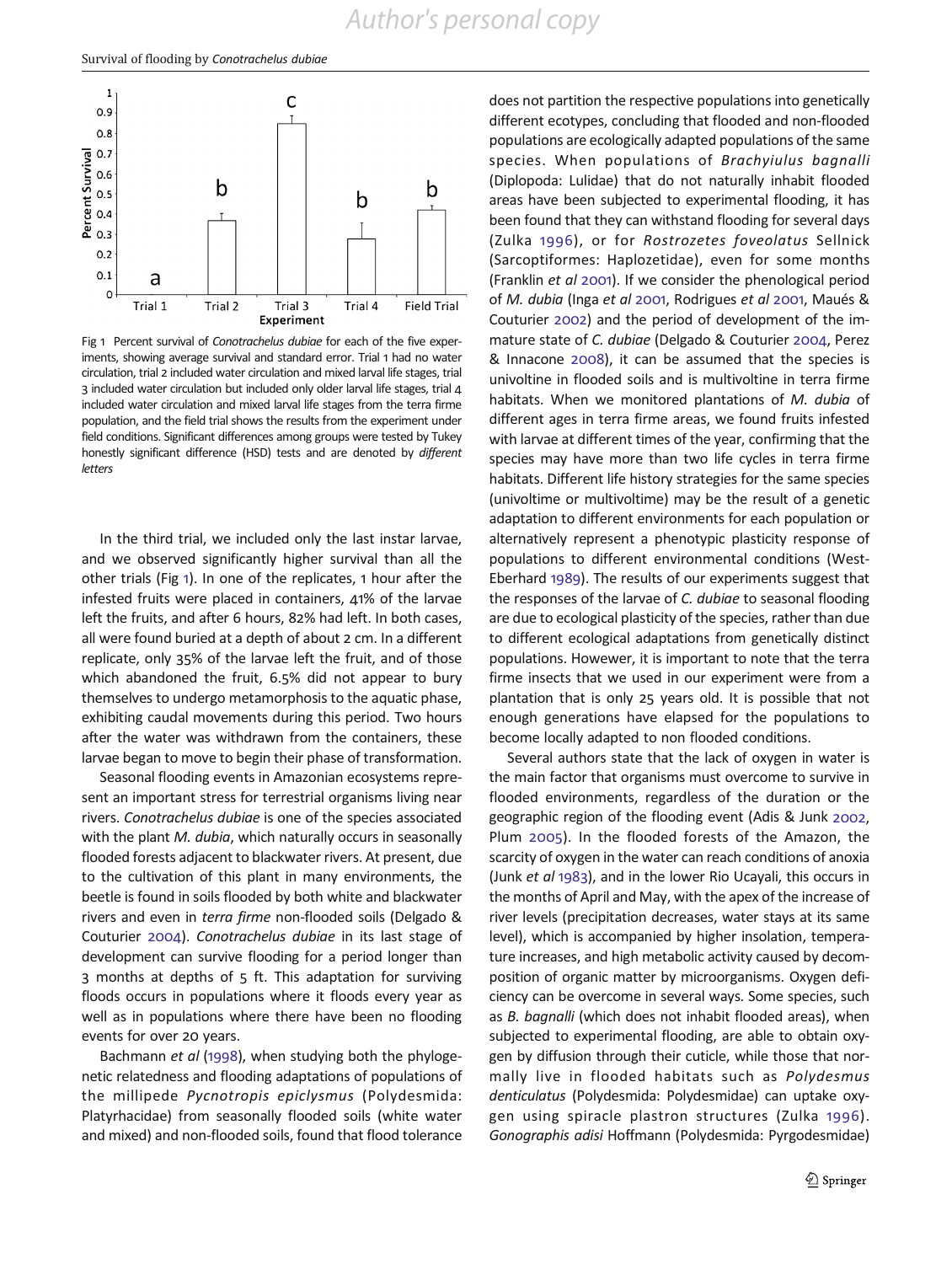Fig 1 Percent survival of *Conotrachelus dubiae* for each of the five experiments, showing average survival and standard error. Trial 1 had no water circulation, trial 2 included water circulation and mixed larval life stages, trial 3 included water circulation but included only older larval life stages, trial 4 included water circulation and mixed larval life stages from the terra firme population, and the field trial shows the results from the experiment under field conditions. Significant differences among groups were tested by Tukey honestly significant difference (HSD) tests and are denoted by *different letters*

In the third trial, we included only the last instar larvae, and we observed significantly higher survival than all the other trials (Fig 1). In one of the replicates, 1 hour after the infested fruits were placed in containers, 41% of the larvae left the fruits, and after 6 hours, 82% had left. In both cases, all were found buried at a depth of about 2 cm. In a different replicate, only 35% of the larvae left the fruit, and of those which abandoned the fruit, 6.5% did not appear to bury themselves to undergo metamorphosis to the aquatic phase, exhibiting caudal movements during this period. Two hours after the water was withdrawn from the containers, these larvae began to move to begin their phase of transformation.

Seasonal flooding events in Amazonian ecosystems represent an important stress for terrestrial organisms living near rivers. *Conotrachelus dubiae* is one of the species associated with the plant *M. dubia*, which naturally occurs in seasonally flooded forests adjacent to blackwater rivers. At present, due to the cultivation of this plant in many environments, the beetle is found in soils flooded by both white and blackwater rivers and even in *terra firme* non-flooded soils (Delgado & Couturier 2004). *Conotrachelus dubiae* in its last stage of development can survive flooding for a period longer than 3 months at depths of 5 ft. This adaptation for surviving floods occurs in populations where it floods every year as well as in populations where there have been no flooding events for over 20 years.

Bachmann *et al* (1998), when studying both the phylogenetic relatedness and flooding adaptations of populations of the millipede *Pycnotropis epiclysmus* (Polydesmida: Platyrhacidae) from seasonally flooded soils (white water and mixed) and non-flooded soils, found that flood tolerance does not partition the respective populations into genetically different ecotypes, concluding that flooded and non-flooded populations are ecologically adapted populations of the same species. When populations of *Brachyiulus bagnalli* (Diplopoda: Lulidae) that do not naturally inhabit flooded areas have been subjected to experimental flooding, it has been found that they can withstand flooding for several days (Zulka 1996), or for *Rostrozetes foveolatus* Sellnick (Sarcoptiformes: Haplozetidae), even for some months (Franklin *et al* 2001). If we consider the phenological period of *M. dubia* (Inga *et al* 2001, Rodrigues *et al* 2001, Maués & Couturier 2002) and the period of development of the immature state of *C. dubiae* (Delgado & Couturier 2004, Perez & Innacone 2008), it can be assumed that the species is univoltine in flooded soils and is multivoltine in terra firme habitats. When we monitored plantations of *M. dubia* of different ages in terra firme areas, we found fruits infested with larvae at different times of the year, confirming that the species may have more than two life cycles in terra firme habitats. Different life history strategies for the same species (univoltime or multivoltime) may be the result of a genetic adaptation to different environments for each population or alternatively represent a phenotypic plasticity response of populations to different environmental conditions (West-Eberhard 1989). The results of our experiments suggest that the responses of the larvae of *C. dubiae* to seasonal flooding are due to ecological plasticity of the species, rather than due to different ecological adaptations from genetically distinct populations. However, it is important to note that the terra firme insects that we used in our experiment were from a plantation that is only 25 years old. It is possible that not enough generations have elapsed for the populations to become locally adapted to non flooded conditions.

Several authors state that the lack of oxygen in water is the main factor that organisms must overcome to survive in flooded environments, regardless of the duration or the geographic region of the flooding event (Adis & Junk 2002, Plum 2005). In the flooded forests of the Amazon, the scarcity of oxygen in the water can reach conditions of anoxia (Junk *et al* 1983), and in the lower Rio Ucayali, this occurs in the months of April and May, with the apex of the increase of river levels (precipitation decreases, water stays at its same level), which is accompanied by higher insolation, temperature increases, and high metabolic activity caused by decomposition of organic matter by microorganisms. Oxygen deficiency can be overcome in several ways. Some species, such as *B. bagnalli* (which does not inhabit flooded areas), when subjected to experimental flooding, are able to obtain oxygen by diffusion through their cuticle, while those that normally live in flooded habitats such as *Polydesmus denticulatus* (Polydesmida: Polydesmidae) can uptake oxygen using spiracle plastron structures (Zulka 1996). *Gonographis adisi* Hoffmann (Polydesmida: Pyrgodesmidae)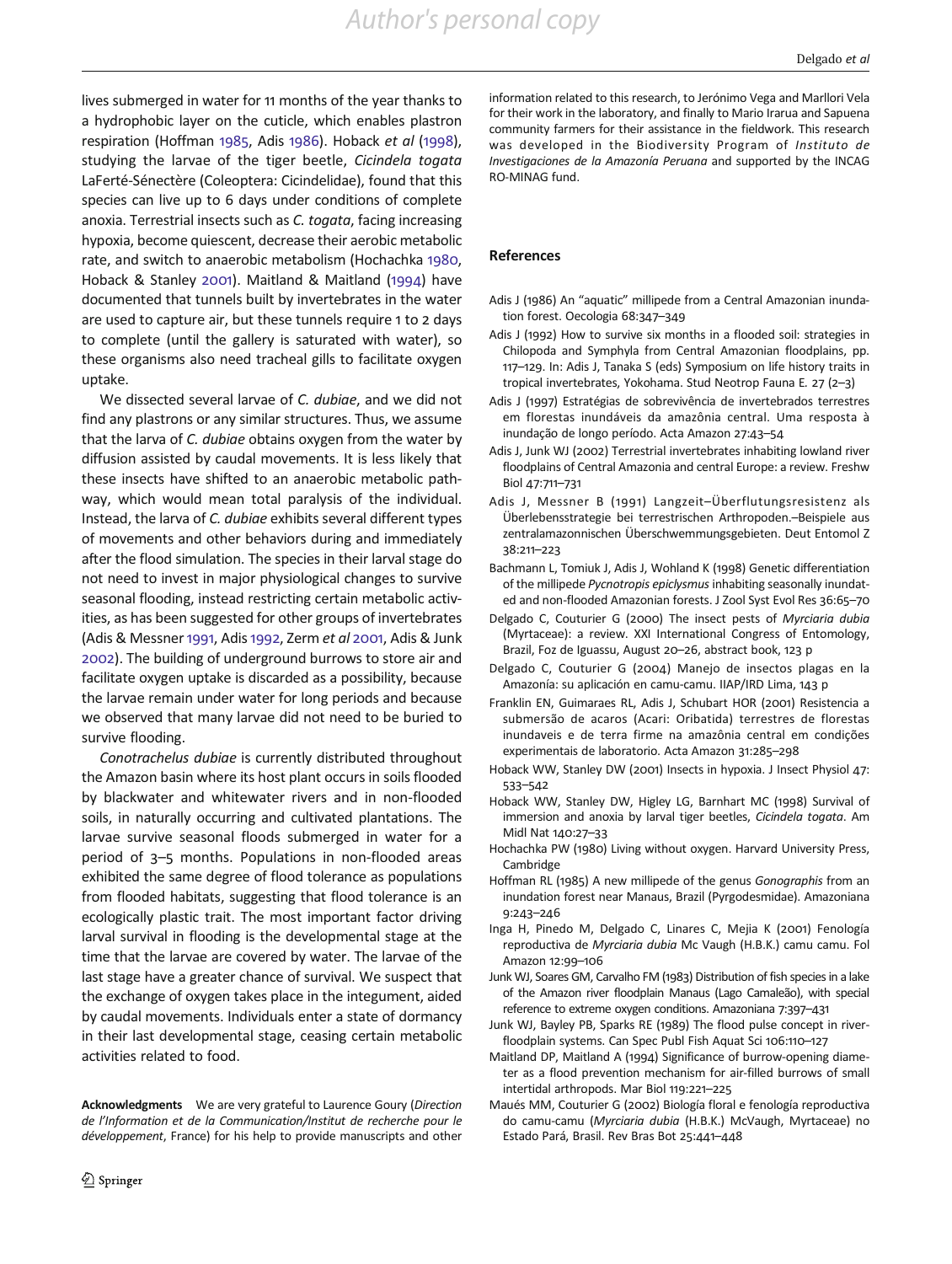lives submerged in water for 11 months of the year thanks to a hydrophobic layer on the cuticle, which enables plastron respiration (Hoffman 1985, Adis 1986). Hoback *et al* (1998), studying the larvae of the tiger beetle, *Cicindela togata* LaFerté-Sénectère (Coleoptera: Cicindelidae), found that this species can live up to 6 days under conditions of complete anoxia. Terrestrial insects such as *C. togata*, facing increasing hypoxia, become quiescent, decrease their aerobic metabolic rate, and switch to anaerobic metabolism (Hochachka 1980, Hoback & Stanley 2001). Maitland & Maitland (1994) have documented that tunnels built by invertebrates in the water are used to capture air, but these tunnels require 1 to 2 days to complete (until the gallery is saturated with water), so these organisms also need tracheal gills to facilitate oxygen uptake.

We dissected several larvae of *C. dubiae*, and we did not find any plastrons or any similar structures. Thus, we assume that the larva of *C. dubiae* obtains oxygen from the water by diffusion assisted by caudal movements. It is less likely that these insects have shifted to an anaerobic metabolic pathway, which would mean total paralysis of the individual. Instead, the larva of *C. dubiae* exhibits several different types of movements and other behaviors during and immediately after the flood simulation. The species in their larval stage do not need to invest in major physiological changes to survive seasonal flooding, instead restricting certain metabolic activities, as has been suggested for other groups of invertebrates (Adis & Messner 1991, Adis 1992, Zerm *et al* 2001, Adis & Junk 2002). The building of underground burrows to store air and facilitate oxygen uptake is discarded as a possibility, because the larvae remain under water for long periods and because we observed that many larvae did not need to be buried to survive flooding.

*Conotrachelus dubiae* is currently distributed throughout the Amazon basin where its host plant occurs in soils flooded by blackwater and whitewater rivers and in non-flooded soils, in naturally occurring and cultivated plantations. The larvae survive seasonal floods submerged in water for a period of 3–5 months. Populations in non-flooded areas exhibited the same degree of flood tolerance as populations from flooded habitats, suggesting that flood tolerance is an ecologically plastic trait. The most important factor driving larval survival in flooding is the developmental stage at the time that the larvae are covered by water. The larvae of the last stage have a greater chance of survival. We suspect that the exchange of oxygen takes place in the integument, aided by caudal movements. Individuals enter a state of dormancy in their last developmental stage, ceasing certain metabolic activities related to food.

**Acknowledgments** We are very grateful to Laurence Goury (*Direction de l'Information et de la Communication/Institut de recherche pour le développement*, France) for his help to provide manuscripts and other information related to this research, to Jerónimo Vega and Marllori Vela for their work in the laboratory, and finally to Mario Irarua and Sapuena community farmers for their assistance in the fieldwork. This research was developed in the Biodiversity Program of *Instituto de Investigaciones de la Amazonía Peruana* and supported by the INCAG RO-MINAG fund.

## References

Adis J (1986) An "aquatic" millipede from a Central Amazonian inundation forest. Oecologia 68:347–349

Adis J (1992) How to survive six months in a flooded soil: strategies in Chilopoda and Symphyla from Central Amazonian floodplains, pp. 117–129. In: Adis J, Tanaka S (eds) Symposium on life history traits in tropical invertebrates, Yokohama. Stud Neotrop Fauna E. 27 (2–3)

Adis J (1997) Estratégias de sobrevivência de invertebrados terrestres em florestas inundáveis da amazônia central. Uma resposta à inundação de longo período. Acta Amazon 27:43–54

Adis J, Junk WJ (2002) Terrestrial invertebrates inhabiting lowland river floodplains of Central Amazonia and central Europe: a review. Freshw Biol 47:711–731

Adis J, Messner B (1991) Langzeit–Überflutungsresistenz als Überlebensstrategie bei terrestrischen Arthropoden.–Beispiele aus zentralamazonnischen Überschwemmungsgebieten. Deut Entomol Z 38:211–223

Bachmann L, Tomiuk J, Adis J, Wohland K (1998) Genetic differentiation of the millipede *Pycnotropis epiclysmus* inhabiting seasonally inundated and non-flooded Amazonian forests. J Zool Syst Evol Res 36:65–70

Delgado C, Couturier G (2000) The insect pests of *Myrciaria dubia* (Myrtaceae): a review. XXI International Congress of Entomology, Brazil, Foz de Iguassu, August 20–26, abstract book, 123 p

Delgado C, Couturier G (2004) Manejo de insectos plagas en la Amazonía: su aplicación en camu-camu. IIAP/IRD Lima, 143 p

Franklin EN, Guimaraes RL, Adis J, Schubart HOR (2001) Resistencia a submersão de acaros (Acari: Oribatida) terrestres de florestas inundaveis e de terra firme na amazônia central em condições experimentais de laboratorio. Acta Amazon 31:285–298

Hoback WW, Stanley DW (2001) Insects in hypoxia. J Insect Physiol 47: 533–542

Hoback WW, Stanley DW, Higley LG, Barnhart MC (1998) Survival of immersion and anoxia by larval tiger beetles, *Cicindela togata*. Am Midl Nat 140:27–33

Hochachka PW (1980) Living without oxygen. Harvard University Press, Cambridge

Hoffman RL (1985) A new millipede of the genus *Gonographis* from an inundation forest near Manaus, Brazil (Pyrgodesmidae). Amazoniana 9:243–246

Inga H, Pinedo M, Delgado C, Linares C, Mejia K (2001) Fenología reproductiva de *Myrciaria dubia* Mc Vaugh (H.B.K.) camu camu. Fol Amazon 12:99–106

Junk WJ, Soares GM, Carvalho FM (1983) Distribution of fish species in a lake of the Amazon river floodplain Manaus (Lago Camaleão), with special reference to extreme oxygen conditions. Amazoniana 7:397–431

Junk WJ, Bayley PB, Sparks RE (1989) The flood pulse concept in river-floodplain systems. Can Spec Publ Fish Aquat Sci 106:110–127

Maitland DP, Maitland A (1994) Significance of burrow-opening diameter as a flood prevention mechanism for air-filled burrows of small intertidal arthropods. Mar Biol 119:221–225

Maués MM, Couturier G (2002) Biología floral e fenología reprodutiva do camu-camu (*Myrciaria dubia* (H.B.K.) McVaugh, Myrtaceae) no Estado Pará, Brasil. Rev Bras Bot 25:441–448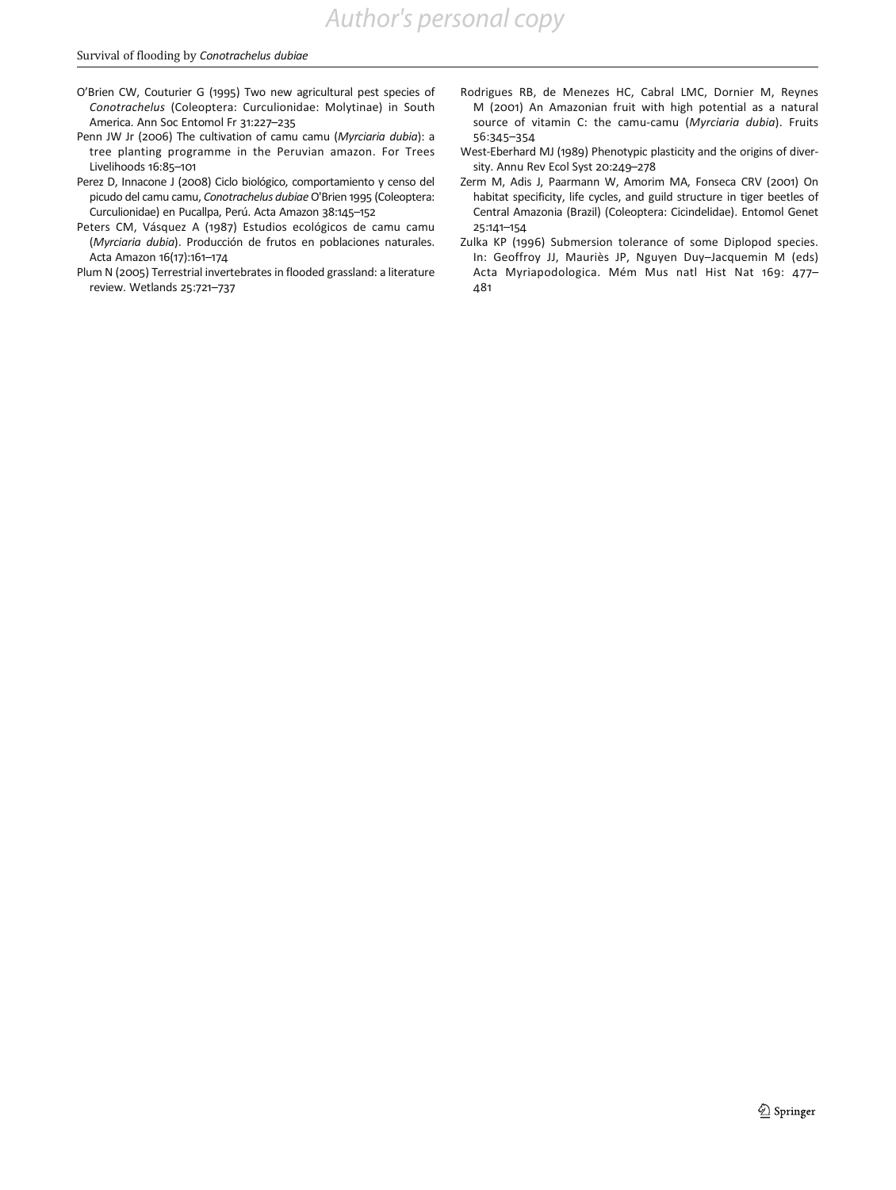O'Brien CW, Couturier G (1995) Two new agricultural pest species of *Conotrachelus* (Coleoptera: Curculionidae: Molytinae) in South America. Ann Soc Entomol Fr 31:227–235

Penn JW Jr (2006) The cultivation of camu camu (*Myrciaria dubia*): a tree planting programme in the Peruvian amazon. For Trees Livelihoods 16:85–101

Perez D, Innacone J (2008) Ciclo biológico, comportamiento y censo del picudo del camu camu, *Conotrachelus dubiae* O'Brien 1995 (Coleoptera: Curculionidae) en Pucallpa, Perú. Acta Amazon 38:145–152

Peters CM, Vásquez A (1987) Estudios ecológicos de camu camu (*Myrciaria dubia*). Producción de frutos en poblaciones naturales. Acta Amazon 16(17):161–174

Plum N (2005) Terrestrial invertebrates in flooded grassland: a literature review. Wetlands 25:721–737

Rodrigues RB, de Menezes HC, Cabral LMC, Dornier M, Reynes M (2001) An Amazonian fruit with high potential as a natural source of vitamin C: the camu-camu (*Myrciaria dubia*). Fruits 56:345–354

West-Eberhard MJ (1989) Phenotypic plasticity and the origins of diversity. Annu Rev Ecol Syst 20:249–278

Zerm M, Adis J, Paarmann W, Amorim MA, Fonseca CRV (2001) On habitat specificity, life cycles, and guild structure in tiger beetles of Central Amazonia (Brazil) (Coleoptera: Cicindelidae). Entomol Genet 25:141–154

Zulka KP (1996) Submersion tolerance of some Diplopod species. In: Geoffroy JJ, Mauriès JP, Nguyen Duy–Jacquemin M (eds) Acta Myriapodologica. Mém Mus natl Hist Nat 169: 477–481